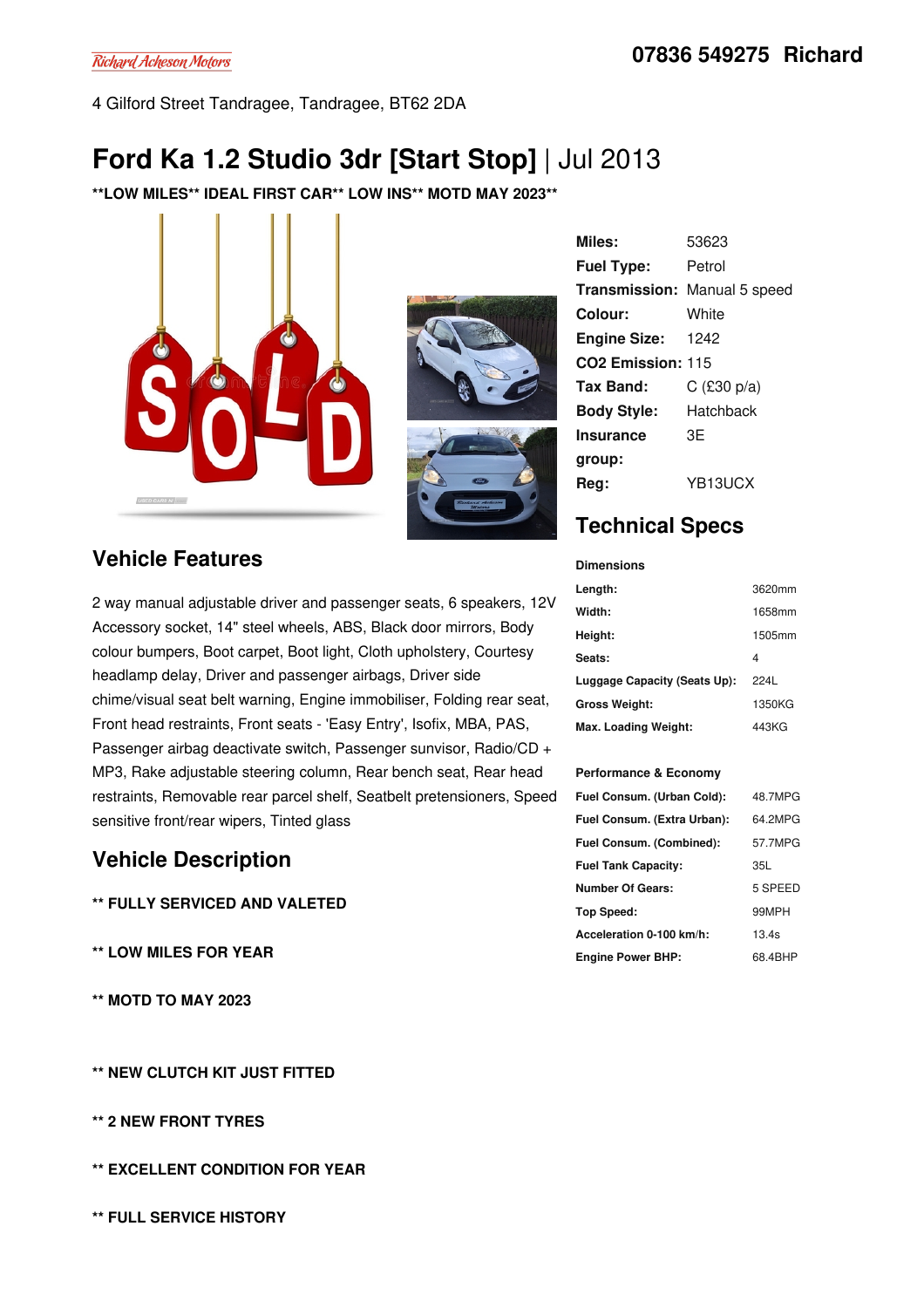Richard Acheson Motors

07836 549275 Richard

4 Gilford Street Tandragee, Tandragee, BT62 2DA

# Ford Ka 1.2 Studio 3dr [Start Stop] | Jul 2013

**\*\*LOW MILES\*\* IDEAL FIRST CAR\*\* LOW INS\*\* MOTD MAY 2023\*\***

| | |
|---|---|
| **Miles:** | 53623 |
| **Fuel Type:** | Petrol |
| **Transmission:** | Manual 5 speed |
| **Colour:** | White |
| **Engine Size:** | 1242 |
| **CO2 Emission:** | 115 |
| **Tax Band:** | C (£30 p/a) |
| **Body Style:** | Hatchback |
| **Insurance group:** | 3E |
| **Reg:** | YB13UCX |

## Vehicle Features

2 way manual adjustable driver and passenger seats, 6 speakers, 12V Accessory socket, 14" steel wheels, ABS, Black door mirrors, Body colour bumpers, Boot carpet, Boot light, Cloth upholstery, Courtesy headlamp delay, Driver and passenger airbags, Driver side chime/visual seat belt warning, Engine immobiliser, Folding rear seat, Front head restraints, Front seats - 'Easy Entry', Isofix, MBA, PAS, Passenger airbag deactivate switch, Passenger sunvisor, Radio/CD + MP3, Rake adjustable steering column, Rear bench seat, Rear head restraints, Removable rear parcel shelf, Seatbelt pretensioners, Speed sensitive front/rear wipers, Tinted glass

## Vehicle Description

**\*\* FULLY SERVICED AND VALETED**

**\*\* LOW MILES FOR YEAR**

**\*\* MOTD TO MAY 2023**

**\*\* NEW CLUTCH KIT JUST FITTED**

**\*\* 2 NEW FRONT TYRES**

**\*\* EXCELLENT CONDITION FOR YEAR**

**\*\* FULL SERVICE HISTORY**

## Technical Specs

**Dimensions**

| | |
|---|---|
| **Length:** | 3620mm |
| **Width:** | 1658mm |
| **Height:** | 1505mm |
| **Seats:** | 4 |
| **Luggage Capacity (Seats Up):** | 224L |
| **Gross Weight:** | 1350KG |
| **Max. Loading Weight:** | 443KG |

**Performance & Economy**

| | |
|---|---|
| **Fuel Consum. (Urban Cold):** | 48.7MPG |
| **Fuel Consum. (Extra Urban):** | 64.2MPG |
| **Fuel Consum. (Combined):** | 57.7MPG |
| **Fuel Tank Capacity:** | 35L |
| **Number Of Gears:** | 5 SPEED |
| **Top Speed:** | 99MPH |
| **Acceleration 0-100 km/h:** | 13.4s |
| **Engine Power BHP:** | 68.4BHP |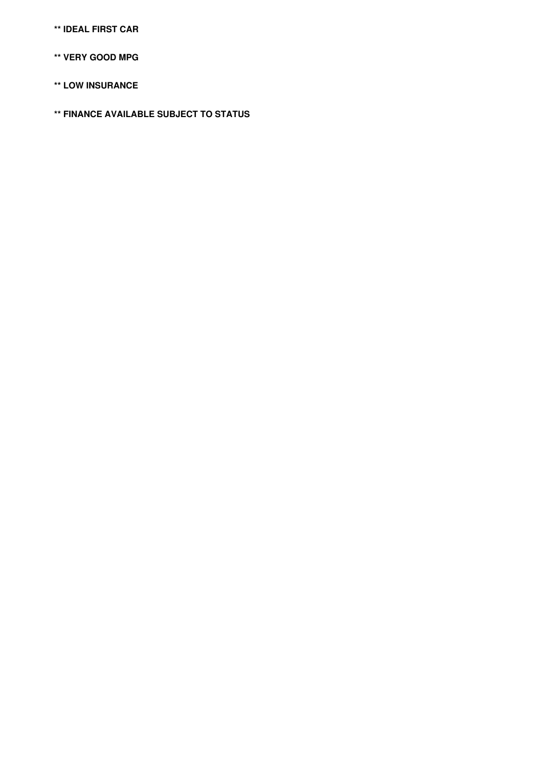**** IDEAL FIRST CAR**

**** VERY GOOD MPG**

**** LOW INSURANCE**

**** FINANCE AVAILABLE SUBJECT TO STATUS**